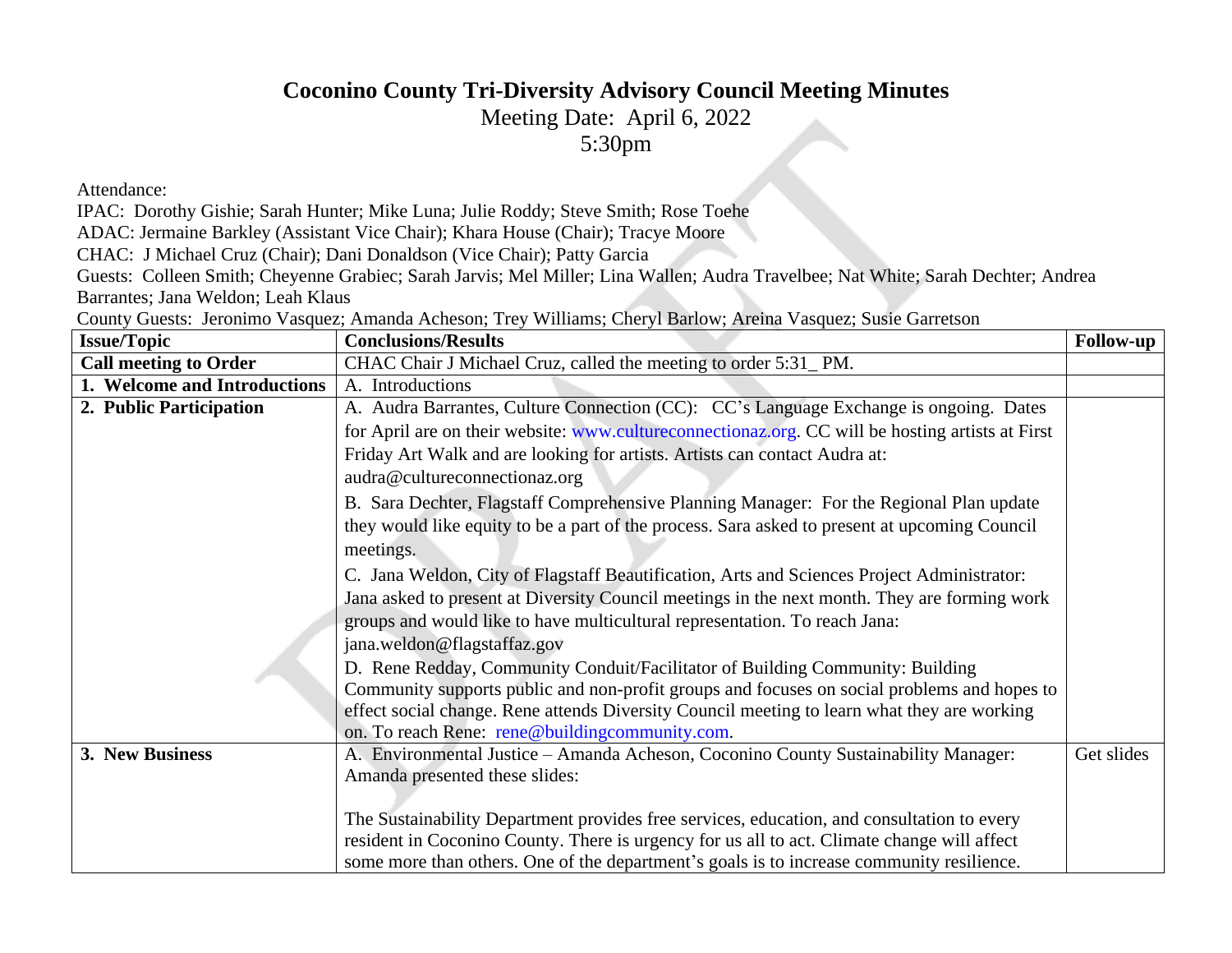# Coconino County Tri-Diversity Advisory Council Meeting Minutes

Meeting Date: April 6, 2022

5:30pm

Attendance:

IPAC: Dorothy Gishie; Sarah Hunter; Mike Luna; Julie Roddy; Steve Smith; Rose Toehe

ADAC: Jermaine Barkley (Assistant Vice Chair); Khara House (Chair); Tracye Moore

CHAC: J Michael Cruz (Chair); Dani Donaldson (Vice Chair); Patty Garcia

Guests: Colleen Smith; Cheyenne Grabiec; Sarah Jarvis; Mel Miller; Lina Wallen; Audra Travelbee; Nat White; Sarah Dechter; Andrea Barrantes; Jana Weldon; Leah Klaus

County Guests: Jeronimo Vasquez; Amanda Acheson; Trey Williams; Cheryl Barlow; Areina Vasquez; Susie Garretson

| Issue/Topic | Conclusions/Results | Follow-up |
|---|---|---|
| **Call meeting to Order** | CHAC Chair J Michael Cruz, called the meeting to order 5:31_ PM. | |
| **1. Welcome and Introductions** | A. Introductions | |
| **2. Public Participation** | A. Audra Barrantes, Culture Connection (CC): CC's Language Exchange is ongoing. Dates for April are on their website: www.cultureconnectionaz.org. CC will be hosting artists at First Friday Art Walk and are looking for artists. Artists can contact Audra at: audra@cultureconnectionaz.org<br><br>B. Sara Dechter, Flagstaff Comprehensive Planning Manager: For the Regional Plan update they would like equity to be a part of the process. Sara asked to present at upcoming Council meetings.<br><br>C. Jana Weldon, City of Flagstaff Beautification, Arts and Sciences Project Administrator: Jana asked to present at Diversity Council meetings in the next month. They are forming work groups and would like to have multicultural representation. To reach Jana: jana.weldon@flagstaffaz.gov<br><br>D. Rene Redday, Community Conduit/Facilitator of Building Community: Building Community supports public and non-profit groups and focuses on social problems and hopes to effect social change. Rene attends Diversity Council meeting to learn what they are working on. To reach Rene: rene@buildingcommunity.com. | |
| **3. New Business** | A. Environmental Justice – Amanda Acheson, Coconino County Sustainability Manager: Amanda presented these slides:<br><br>The Sustainability Department provides free services, education, and consultation to every resident in Coconino County. There is urgency for us all to act. Climate change will affect some more than others. One of the department's goals is to increase community resilience. | Get slides |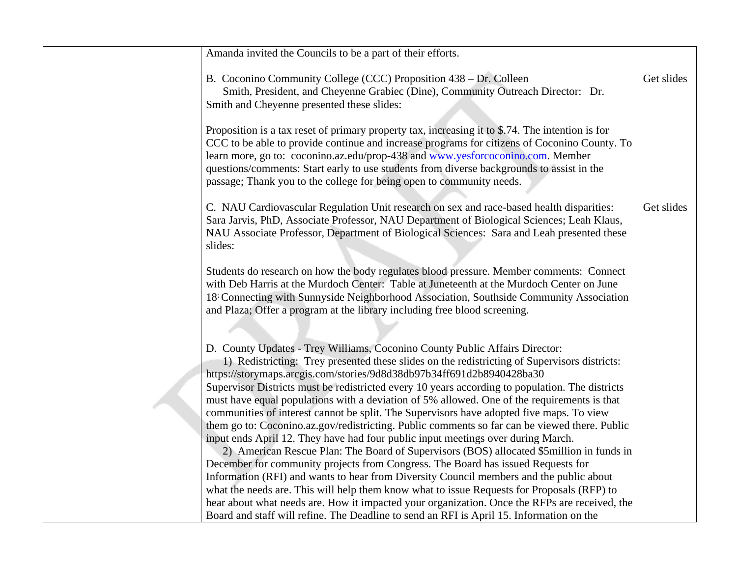| | | |
|---|---|---|
| | Amanda invited the Councils to be a part of their efforts.<br><br>B. Coconino Community College (CCC) Proposition 438 – Dr. Colleen Smith, President, and Cheyenne Grabiec (Dine), Community Outreach Director: Dr. Smith and Cheyenne presented these slides:<br><br>Proposition is a tax reset of primary property tax, increasing it to $.74. The intention is for CCC to be able to provide continue and increase programs for citizens of Coconino County. To learn more, go to: coconino.az.edu/prop-438 and www.yesforcoconino.com. Member questions/comments: Start early to use students from diverse backgrounds to assist in the passage; Thank you to the college for being open to community needs. | Get slides |
| | C. NAU Cardiovascular Regulation Unit research on sex and race-based health disparities: Sara Jarvis, PhD, Associate Professor, NAU Department of Biological Sciences; Leah Klaus, NAU Associate Professor, Department of Biological Sciences: Sara and Leah presented these slides:<br><br>Students do research on how the body regulates blood pressure. Member comments: Connect with Deb Harris at the Murdoch Center: Table at Juneteenth at the Murdoch Center on June 18; Connecting with Sunnyside Neighborhood Association, Southside Community Association and Plaza; Offer a program at the library including free blood screening. | Get slides |
| | D. County Updates - Trey Williams, Coconino County Public Affairs Director:<br>1) Redistricting: Trey presented these slides on the redistricting of Supervisors districts: https://storymaps.arcgis.com/stories/9d8d38db97b34ff691d2b8940428ba30<br>Supervisor Districts must be redistricted every 10 years according to population. The districts must have equal populations with a deviation of 5% allowed. One of the requirements is that communities of interest cannot be split. The Supervisors have adopted five maps. To view them go to: Coconino.az.gov/redistricting. Public comments so far can be viewed there. Public input ends April 12. They have had four public input meetings over during March.<br>2) American Rescue Plan: The Board of Supervisors (BOS) allocated $5million in funds in December for community projects from Congress. The Board has issued Requests for Information (RFI) and wants to hear from Diversity Council members and the public about what the needs are. This will help them know what to issue Requests for Proposals (RFP) to hear about what needs are. How it impacted your organization. Once the RFPs are received, the Board and staff will refine. The Deadline to send an RFI is April 15. Information on the | |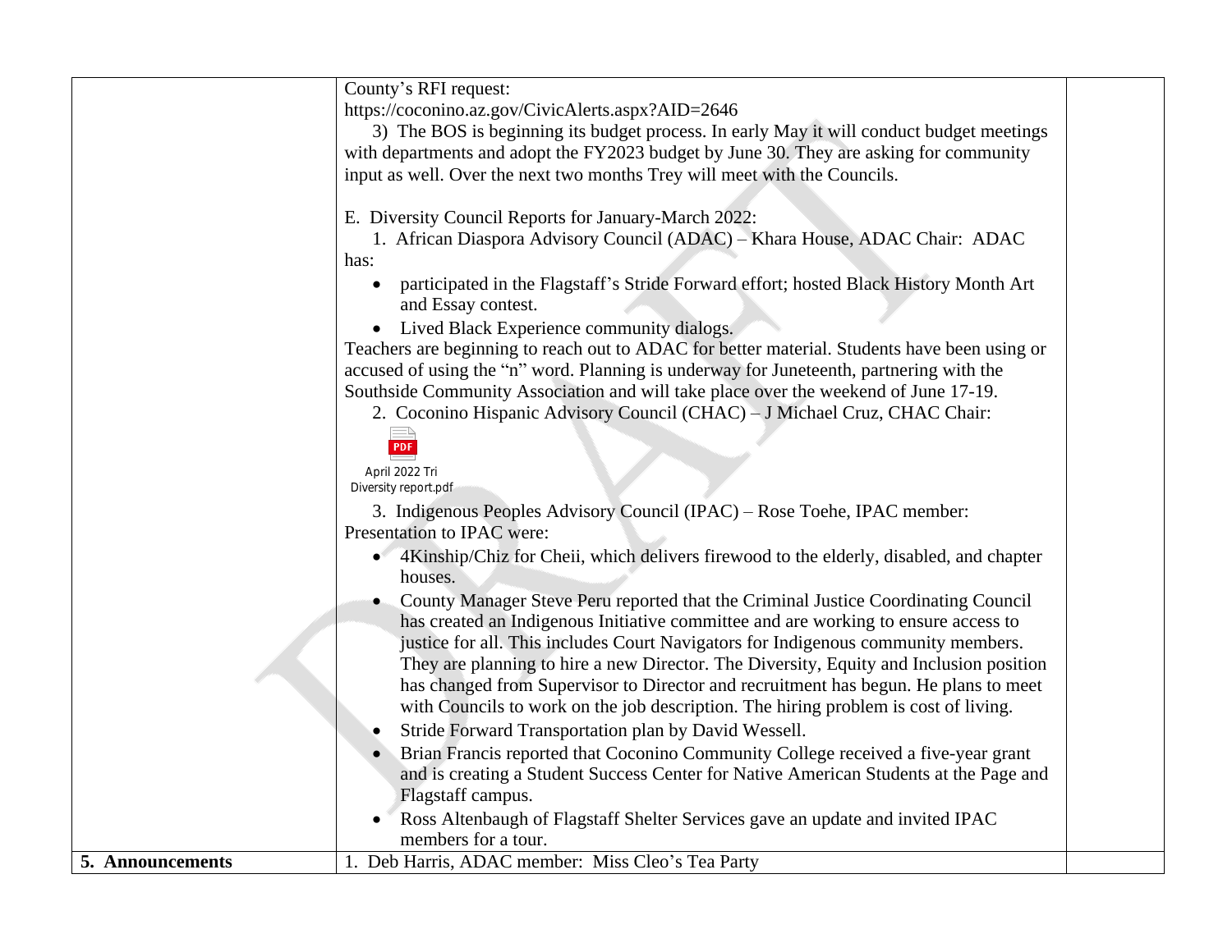| | | |
|---|---|---|
| | County's RFI request:<br>https://coconino.az.gov/CivicAlerts.aspx?AID=2646<br>3) The BOS is beginning its budget process. In early May it will conduct budget meetings with departments and adopt the FY2023 budget by June 30. They are asking for community input as well. Over the next two months Trey will meet with the Councils.<br><br>E. Diversity Council Reports for January-March 2022:<br>1. African Diaspora Advisory Council (ADAC) – Khara House, ADAC Chair: ADAC has:<br>• participated in the Flagstaff's Stride Forward effort; hosted Black History Month Art and Essay contest.<br>• Lived Black Experience community dialogs.<br>Teachers are beginning to reach out to ADAC for better material. Students have been using or accused of using the "n" word. Planning is underway for Juneteenth, partnering with the Southside Community Association and will take place over the weekend of June 17-19.<br>2. Coconino Hispanic Advisory Council (CHAC) – J Michael Cruz, CHAC Chair:<br>April 2022 Tri Diversity report.pdf<br>3. Indigenous Peoples Advisory Council (IPAC) – Rose Toehe, IPAC member:<br>Presentation to IPAC were:<br>• 4Kinship/Chiz for Cheii, which delivers firewood to the elderly, disabled, and chapter houses.<br>• County Manager Steve Peru reported that the Criminal Justice Coordinating Council has created an Indigenous Initiative committee and are working to ensure access to justice for all. This includes Court Navigators for Indigenous community members. They are planning to hire a new Director. The Diversity, Equity and Inclusion position has changed from Supervisor to Director and recruitment has begun. He plans to meet with Councils to work on the job description. The hiring problem is cost of living.<br>• Stride Forward Transportation plan by David Wessell.<br>• Brian Francis reported that Coconino Community College received a five-year grant and is creating a Student Success Center for Native American Students at the Page and Flagstaff campus.<br>• Ross Altenbaugh of Flagstaff Shelter Services gave an update and invited IPAC members for a tour. | |
| **5. Announcements** | 1. Deb Harris, ADAC member: Miss Cleo's Tea Party | |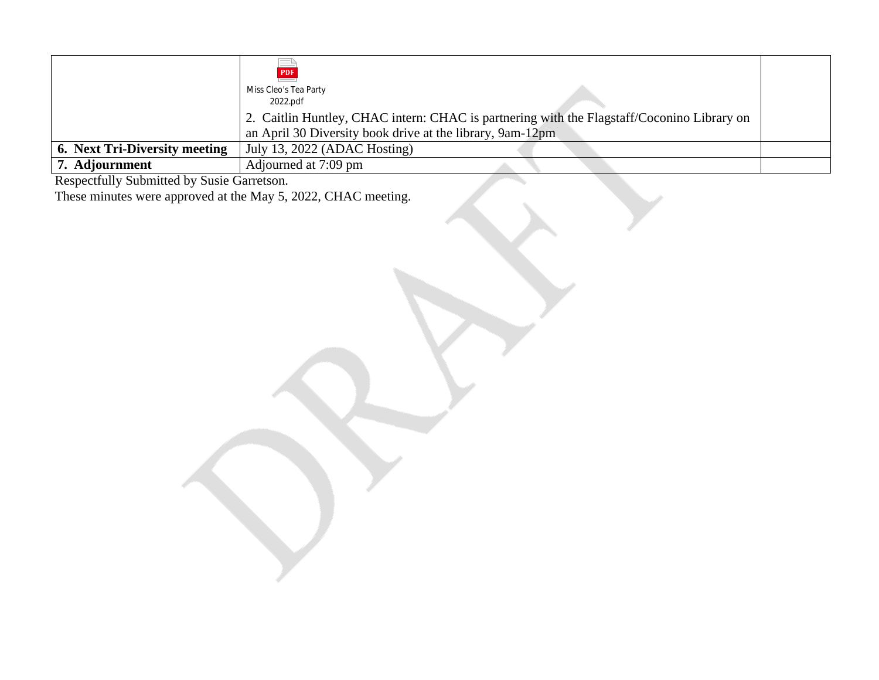| | | |
|---|---|---|
| | Miss Cleo's Tea Party 2022.pdf<br>2. Caitlin Huntley, CHAC intern: CHAC is partnering with the Flagstaff/Coconino Library on an April 30 Diversity book drive at the library, 9am-12pm | |
| **6. Next Tri-Diversity meeting** | July 13, 2022 (ADAC Hosting) | |
| **7. Adjournment** | Adjourned at 7:09 pm | |

Respectfully Submitted by Susie Garretson.

These minutes were approved at the May 5, 2022, CHAC meeting.

DRAFT